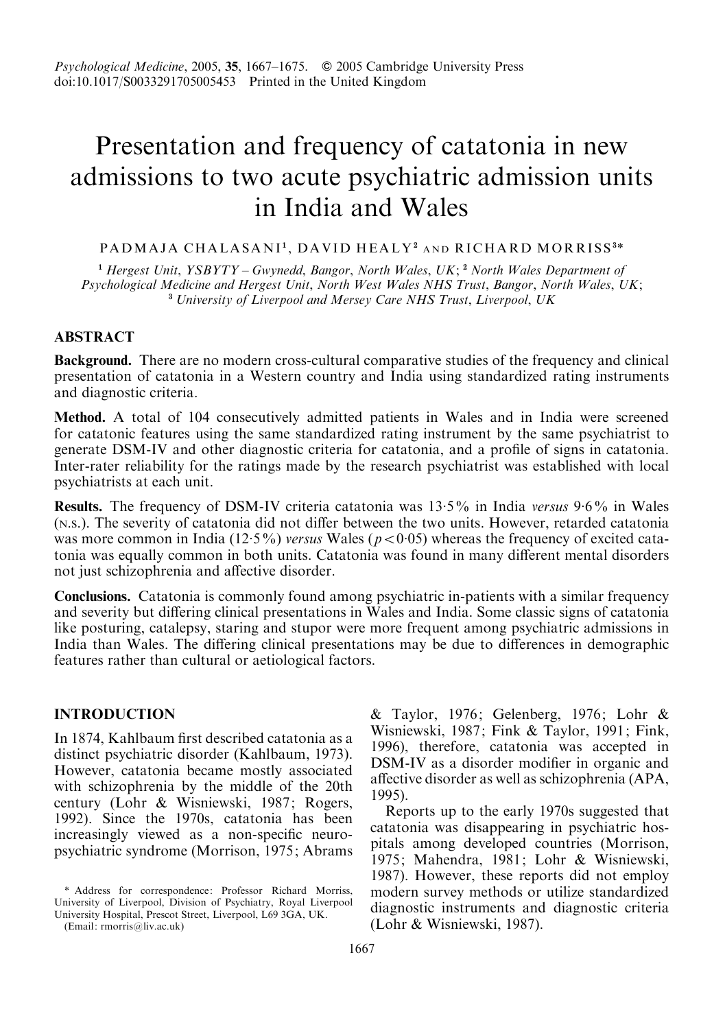# Presentation and frequency of catatonia in new admissions to two acute psychiatric admission units in India and Wales

PADMAJA CHALASANI[1], DAVID HEALY[2] AND RICHARD MORRISS[3]*

[1] *Hergest Unit, YSBYTY – Gwynedd, Bangor, North Wales, UK*; [2] *North Wales Department of Psychological Medicine and Hergest Unit, North West Wales NHS Trust, Bangor, North Wales, UK*; [3] *University of Liverpool and Mersey Care NHS Trust, Liverpool, UK*

## ABSTRACT

**Background.** There are no modern cross-cultural comparative studies of the frequency and clinical presentation of catatonia in a Western country and India using standardized rating instruments and diagnostic criteria.

**Method.** A total of 104 consecutively admitted patients in Wales and in India were screened for catatonic features using the same standardized rating instrument by the same psychiatrist to generate DSM-IV and other diagnostic criteria for catatonia, and a profile of signs in catatonia. Inter-rater reliability for the ratings made by the research psychiatrist was established with local psychiatrists at each unit.

**Results.** The frequency of DSM-IV criteria catatonia was 13·5% in India *versus* 9·6% in Wales (N.S.). The severity of catatonia did not differ between the two units. However, retarded catatonia was more common in India (12·5%) *versus* Wales ($p<0·05$) whereas the frequency of excited catatonia was equally common in both units. Catatonia was found in many different mental disorders not just schizophrenia and affective disorder.

**Conclusions.** Catatonia is commonly found among psychiatric in-patients with a similar frequency and severity but differing clinical presentations in Wales and India. Some classic signs of catatonia like posturing, catalepsy, staring and stupor were more frequent among psychiatric admissions in India than Wales. The differing clinical presentations may be due to differences in demographic features rather than cultural or aetiological factors.

## INTRODUCTION

In 1874, Kahlbaum first described catatonia as a distinct psychiatric disorder (Kahlbaum, 1973). However, catatonia became mostly associated with schizophrenia by the middle of the 20th century (Lohr & Wisniewski, 1987; Rogers, 1992). Since the 1970s, catatonia has been increasingly viewed as a non-specific neuropsychiatric syndrome (Morrison, 1975; Abrams & Taylor, 1976; Gelenberg, 1976; Lohr & Wisniewski, 1987; Fink & Taylor, 1991; Fink, 1996), therefore, catatonia was accepted in DSM-IV as a disorder modifier in organic and affective disorder as well as schizophrenia (APA, 1995).

Reports up to the early 1970s suggested that catatonia was disappearing in psychiatric hospitals among developed countries (Morrison, 1975; Mahendra, 1981; Lohr & Wisniewski, 1987). However, these reports did not employ modern survey methods or utilize standardized diagnostic instruments and diagnostic criteria (Lohr & Wisniewski, 1987).

* Address for correspondence: Professor Richard Morriss, University of Liverpool, Division of Psychiatry, Royal Liverpool University Hospital, Prescot Street, Liverpool, L69 3GA, UK. (Email: rmorris@liv.ac.uk)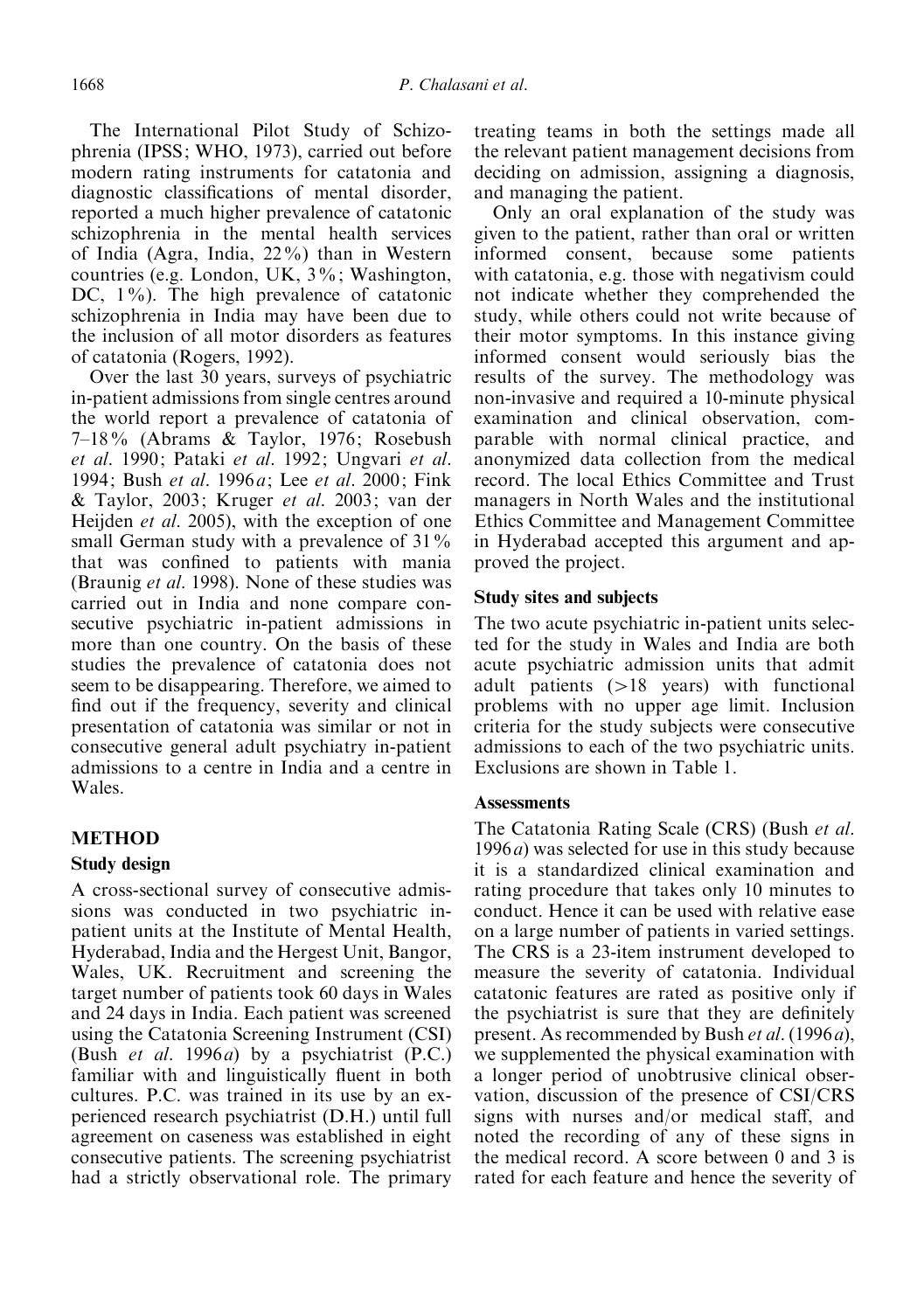The International Pilot Study of Schizophrenia (IPSS; WHO, 1973), carried out before modern rating instruments for catatonia and diagnostic classifications of mental disorder, reported a much higher prevalence of catatonic schizophrenia in the mental health services of India (Agra, India, 22%) than in Western countries (e.g. London, UK, 3%; Washington, DC, 1%). The high prevalence of catatonic schizophrenia in India may have been due to the inclusion of all motor disorders as features of catatonia (Rogers, 1992).

Over the last 30 years, surveys of psychiatric in-patient admissions from single centres around the world report a prevalence of catatonia of 7–18% (Abrams & Taylor, 1976; Rosebush *et al.* 1990; Pataki *et al.* 1992; Ungvari *et al.* 1994; Bush *et al.* 1996*a*; Lee *et al.* 2000; Fink & Taylor, 2003; Kruger *et al.* 2003; van der Heijden *et al.* 2005), with the exception of one small German study with a prevalence of 31% that was confined to patients with mania (Braunig *et al.* 1998). None of these studies was carried out in India and none compare consecutive psychiatric in-patient admissions in more than one country. On the basis of these studies the prevalence of catatonia does not seem to be disappearing. Therefore, we aimed to find out if the frequency, severity and clinical presentation of catatonia was similar or not in consecutive general adult psychiatry in-patient admissions to a centre in India and a centre in Wales.

## METHOD

### Study design

A cross-sectional survey of consecutive admissions was conducted in two psychiatric in-patient units at the Institute of Mental Health, Hyderabad, India and the Hergest Unit, Bangor, Wales, UK. Recruitment and screening the target number of patients took 60 days in Wales and 24 days in India. Each patient was screened using the Catatonia Screening Instrument (CSI) (Bush *et al.* 1996*a*) by a psychiatrist (P.C.) familiar with and linguistically fluent in both cultures. P.C. was trained in its use by an experienced research psychiatrist (D.H.) until full agreement on caseness was established in eight consecutive patients. The screening psychiatrist had a strictly observational role. The primary treating teams in both the settings made all the relevant patient management decisions from deciding on admission, assigning a diagnosis, and managing the patient.

Only an oral explanation of the study was given to the patient, rather than oral or written informed consent, because some patients with catatonia, e.g. those with negativism could not indicate whether they comprehended the study, while others could not write because of their motor symptoms. In this instance giving informed consent would seriously bias the results of the survey. The methodology was non-invasive and required a 10-minute physical examination and clinical observation, comparable with normal clinical practice, and anonymized data collection from the medical record. The local Ethics Committee and Trust managers in North Wales and the institutional Ethics Committee and Management Committee in Hyderabad accepted this argument and approved the project.

### Study sites and subjects

The two acute psychiatric in-patient units selected for the study in Wales and India are both acute psychiatric admission units that admit adult patients (>18 years) with functional problems with no upper age limit. Inclusion criteria for the study subjects were consecutive admissions to each of the two psychiatric units. Exclusions are shown in Table 1.

### Assessments

The Catatonia Rating Scale (CRS) (Bush *et al.* 1996*a*) was selected for use in this study because it is a standardized clinical examination and rating procedure that takes only 10 minutes to conduct. Hence it can be used with relative ease on a large number of patients in varied settings. The CRS is a 23-item instrument developed to measure the severity of catatonia. Individual catatonic features are rated as positive only if the psychiatrist is sure that they are definitely present. As recommended by Bush *et al.* (1996*a*), we supplemented the physical examination with a longer period of unobtrusive clinical observation, discussion of the presence of CSI/CRS signs with nurses and/or medical staff, and noted the recording of any of these signs in the medical record. A score between 0 and 3 is rated for each feature and hence the severity of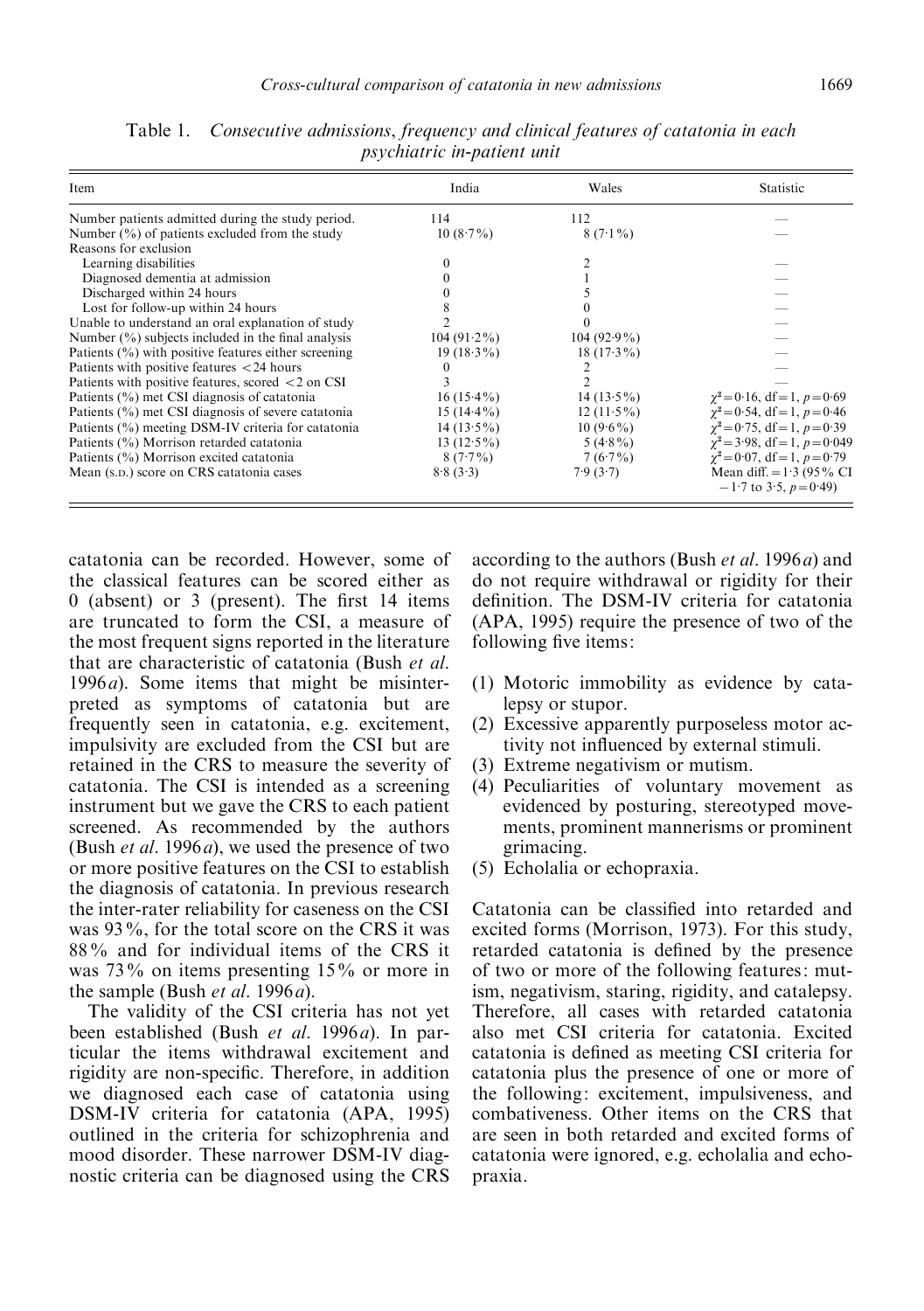Table 1. *Consecutive admissions, frequency and clinical features of catatonia in each psychiatric in-patient unit*

| Item | India | Wales | Statistic |
|---|---|---|---|
| Number patients admitted during the study period. | 114 | 112 | — |
| Number (%) of patients excluded from the study | 10 (8·7%) | 8 (7·1%) | — |
| Reasons for exclusion | | | |
| Learning disabilities | 0 | 2 | — |
| Diagnosed dementia at admission | 0 | 1 | — |
| Discharged within 24 hours | 0 | 5 | — |
| Lost for follow-up within 24 hours | 8 | 0 | — |
| Unable to understand an oral explanation of study | 2 | 0 | — |
| Number (%) subjects included in the final analysis | 104 (91·2%) | 104 (92·9%) | — |
| Patients (%) with positive features either screening | 19 (18·3%) | 18 (17·3%) | — |
| Patients with positive features <24 hours | 0 | 2 | — |
| Patients with positive features, scored <2 on CSI | 3 | 2 | — |
| Patients (%) met CSI diagnosis of catatonia | 16 (15·4%) | 14 (13·5%) | $\chi^2=0{\cdot}16$, df = 1, $p=0{\cdot}69$ |
| Patients (%) met CSI diagnosis of severe catatonia | 15 (14·4%) | 12 (11·5%) | $\chi^2=0{\cdot}54$, df = 1, $p=0{\cdot}46$ |
| Patients (%) meeting DSM-IV criteria for catatonia | 14 (13·5%) | 10 (9·6%) | $\chi^2=0{\cdot}75$, df = 1, $p=0{\cdot}39$ |
| Patients (%) Morrison retarded catatonia | 13 (12·5%) | 5 (4·8%) | $\chi^2=3{\cdot}98$, df = 1, $p=0{\cdot}049$ |
| Patients (%) Morrison excited catatonia | 8 (7·7%) | 7 (6·7%) | $\chi^2=0{\cdot}07$, df = 1, $p=0{\cdot}79$ |
| Mean (S.D.) score on CRS catatonia cases | 8·8 (3·3) | 7·9 (3·7) | Mean diff. = 1·3 (95% CI −1·7 to 3·5, $p=0{\cdot}49$) |

catatonia can be recorded. However, some of the classical features can be scored either as 0 (absent) or 3 (present). The first 14 items are truncated to form the CSI, a measure of the most frequent signs reported in the literature that are characteristic of catatonia (Bush *et al.* 1996*a*). Some items that might be misinterpreted as symptoms of catatonia but are frequently seen in catatonia, e.g. excitement, impulsivity are excluded from the CSI but are retained in the CRS to measure the severity of catatonia. The CSI is intended as a screening instrument but we gave the CRS to each patient screened. As recommended by the authors (Bush *et al.* 1996*a*), we used the presence of two or more positive features on the CSI to establish the diagnosis of catatonia. In previous research the inter-rater reliability for caseness on the CSI was 93%, for the total score on the CRS it was 88% and for individual items of the CRS it was 73% on items presenting 15% or more in the sample (Bush *et al.* 1996*a*).

The validity of the CSI criteria has not yet been established (Bush *et al.* 1996*a*). In particular the items withdrawal excitement and rigidity are non-specific. Therefore, in addition we diagnosed each case of catatonia using DSM-IV criteria for catatonia (APA, 1995) outlined in the criteria for schizophrenia and mood disorder. These narrower DSM-IV diagnostic criteria can be diagnosed using the CRS according to the authors (Bush *et al.* 1996*a*) and do not require withdrawal or rigidity for their definition. The DSM-IV criteria for catatonia (APA, 1995) require the presence of two of the following five items:

(1) Motoric immobility as evidence by catalepsy or stupor.
(2) Excessive apparently purposeless motor activity not influenced by external stimuli.
(3) Extreme negativism or mutism.
(4) Peculiarities of voluntary movement as evidenced by posturing, stereotyped movements, prominent mannerisms or prominent grimacing.
(5) Echolalia or echopraxia.

Catatonia can be classified into retarded and excited forms (Morrison, 1973). For this study, retarded catatonia is defined by the presence of two or more of the following features: mutism, negativism, staring, rigidity, and catalepsy. Therefore, all cases with retarded catatonia also met CSI criteria for catatonia. Excited catatonia is defined as meeting CSI criteria for catatonia plus the presence of one or more of the following: excitement, impulsiveness, and combativeness. Other items on the CRS that are seen in both retarded and excited forms of catatonia were ignored, e.g. echolalia and echopraxia.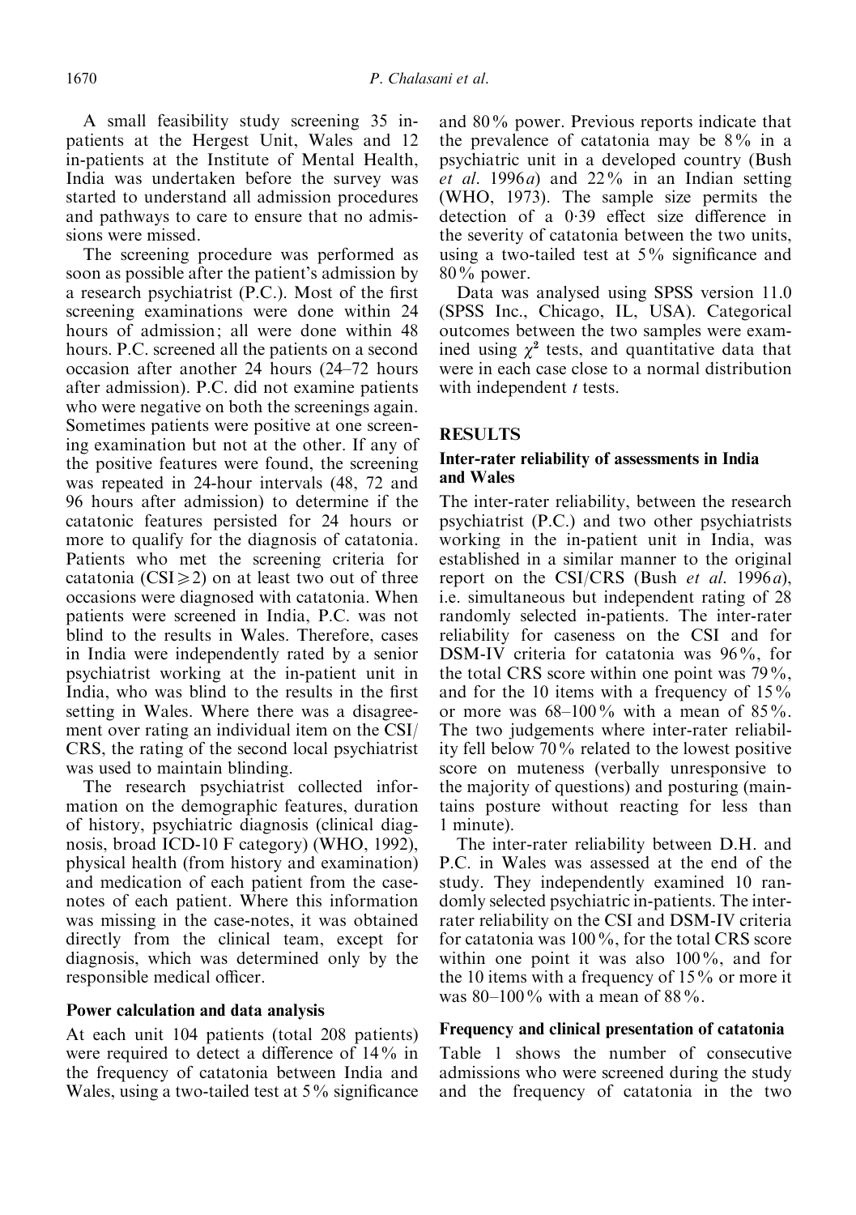A small feasibility study screening 35 in-patients at the Hergest Unit, Wales and 12 in-patients at the Institute of Mental Health, India was undertaken before the survey was started to understand all admission procedures and pathways to care to ensure that no admissions were missed.

The screening procedure was performed as soon as possible after the patient's admission by a research psychiatrist (P.C.). Most of the first screening examinations were done within 24 hours of admission; all were done within 48 hours. P.C. screened all the patients on a second occasion after another 24 hours (24–72 hours after admission). P.C. did not examine patients who were negative on both the screenings again. Sometimes patients were positive at one screening examination but not at the other. If any of the positive features were found, the screening was repeated in 24-hour intervals (48, 72 and 96 hours after admission) to determine if the catatonic features persisted for 24 hours or more to qualify for the diagnosis of catatonia. Patients who met the screening criteria for catatonia ($CSI \geqslant 2$) on at least two out of three occasions were diagnosed with catatonia. When patients were screened in India, P.C. was not blind to the results in Wales. Therefore, cases in India were independently rated by a senior psychiatrist working at the in-patient unit in India, who was blind to the results in the first setting in Wales. Where there was a disagreement over rating an individual item on the CSI/CRS, the rating of the second local psychiatrist was used to maintain blinding.

The research psychiatrist collected information on the demographic features, duration of history, psychiatric diagnosis (clinical diagnosis, broad ICD-10 F category) (WHO, 1992), physical health (from history and examination) and medication of each patient from the case-notes of each patient. Where this information was missing in the case-notes, it was obtained directly from the clinical team, except for diagnosis, which was determined only by the responsible medical officer.

### Power calculation and data analysis

At each unit 104 patients (total 208 patients) were required to detect a difference of 14% in the frequency of catatonia between India and Wales, using a two-tailed test at 5% significance and 80% power. Previous reports indicate that the prevalence of catatonia may be 8% in a psychiatric unit in a developed country (Bush *et al.* 1996*a*) and 22% in an Indian setting (WHO, 1973). The sample size permits the detection of a 0·39 effect size difference in the severity of catatonia between the two units, using a two-tailed test at 5% significance and 80% power.

Data was analysed using SPSS version 11.0 (SPSS Inc., Chicago, IL, USA). Categorical outcomes between the two samples were examined using $\chi^2$ tests, and quantitative data that were in each case close to a normal distribution with independent *t* tests.

## RESULTS

### Inter-rater reliability of assessments in India and Wales

The inter-rater reliability, between the research psychiatrist (P.C.) and two other psychiatrists working in the in-patient unit in India, was established in a similar manner to the original report on the CSI/CRS (Bush *et al.* 1996*a*), i.e. simultaneous but independent rating of 28 randomly selected in-patients. The inter-rater reliability for caseness on the CSI and for DSM-IV criteria for catatonia was 96%, for the total CRS score within one point was 79%, and for the 10 items with a frequency of 15% or more was 68–100% with a mean of 85%. The two judgements where inter-rater reliability fell below 70% related to the lowest positive score on muteness (verbally unresponsive to the majority of questions) and posturing (maintains posture without reacting for less than 1 minute).

The inter-rater reliability between D.H. and P.C. in Wales was assessed at the end of the study. They independently examined 10 randomly selected psychiatric in-patients. The inter-rater reliability on the CSI and DSM-IV criteria for catatonia was 100%, for the total CRS score within one point it was also 100%, and for the 10 items with a frequency of 15% or more it was 80–100% with a mean of 88%.

### Frequency and clinical presentation of catatonia

Table 1 shows the number of consecutive admissions who were screened during the study and the frequency of catatonia in the two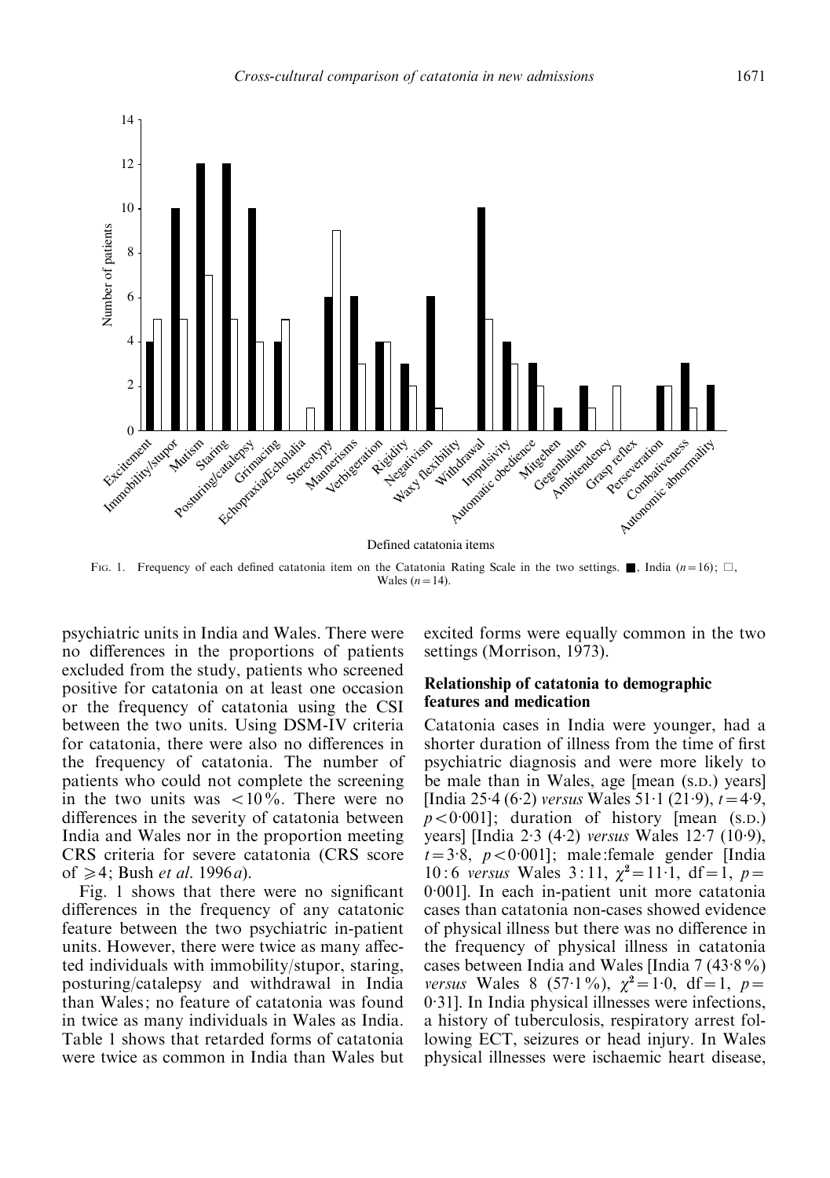FIG. 1. Frequency of each defined catatonia item on the Catatonia Rating Scale in the two settings. ■, India ($n=16$); □, Wales ($n=14$).

psychiatric units in India and Wales. There were no differences in the proportions of patients excluded from the study, patients who screened positive for catatonia on at least one occasion or the frequency of catatonia using the CSI between the two units. Using DSM-IV criteria for catatonia, there were also no differences in the frequency of catatonia. The number of patients who could not complete the screening in the two units was $<10\%$. There were no differences in the severity of catatonia between India and Wales nor in the proportion meeting CRS criteria for severe catatonia (CRS score of $\geqslant 4$; Bush *et al.* 1996*a*).

Fig. 1 shows that there were no significant differences in the frequency of any catatonic feature between the two psychiatric in-patient units. However, there were twice as many affected individuals with immobility/stupor, staring, posturing/catalepsy and withdrawal in India than Wales; no feature of catatonia was found in twice as many individuals in Wales as India. Table 1 shows that retarded forms of catatonia were twice as common in India than Wales but excited forms were equally common in the two settings (Morrison, 1973).

### Relationship of catatonia to demographic features and medication

Catatonia cases in India were younger, had a shorter duration of illness from the time of first psychiatric diagnosis and were more likely to be male than in Wales, age [mean (S.D.) years] [India 25·4 (6·2) *versus* Wales 51·1 (21·9), $t=4\cdot9$, $p<0\cdot001$]; duration of history [mean (S.D.) years] [India 2·3 (4·2) *versus* Wales 12·7 (10·9), $t=3\cdot8$, $p<0\cdot001$]; male:female gender [India 10:6 *versus* Wales 3:11, $\chi^2=11\cdot1$, df$=1$, $p=0\cdot001$]. In each in-patient unit more catatonia cases than catatonia non-cases showed evidence of physical illness but there was no difference in the frequency of physical illness in catatonia cases between India and Wales [India 7 (43·8%) *versus* Wales 8 (57·1%), $\chi^2=1\cdot0$, df$=1$, $p=0\cdot31$]. In India physical illnesses were infections, a history of tuberculosis, respiratory arrest following ECT, seizures or head injury. In Wales physical illnesses were ischaemic heart disease,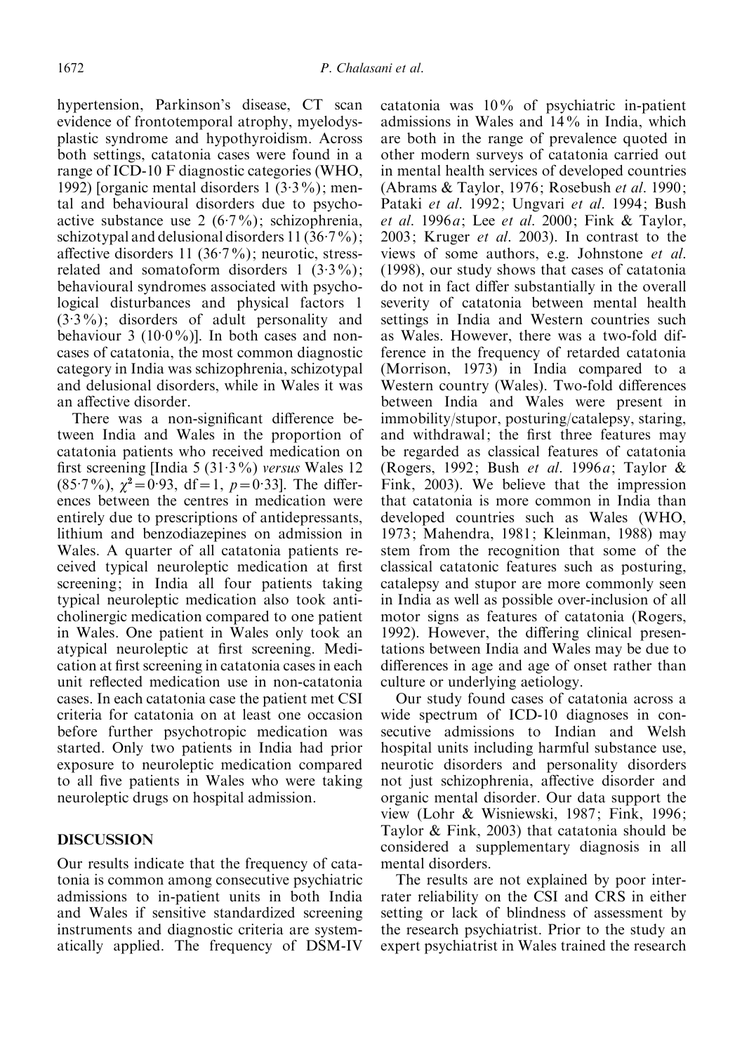hypertension, Parkinson's disease, CT scan evidence of frontotemporal atrophy, myelodysplastic syndrome and hypothyroidism. Across both settings, catatonia cases were found in a range of ICD-10 F diagnostic categories (WHO, 1992) [organic mental disorders 1 (3·3%); mental and behavioural disorders due to psychoactive substance use 2 (6·7%); schizophrenia, schizotypal and delusional disorders 11 (36·7%); affective disorders 11 (36·7%); neurotic, stress-related and somatoform disorders 1 (3·3%); behavioural syndromes associated with psychological disturbances and physical factors 1 (3·3%); disorders of adult personality and behaviour 3 (10·0%)]. In both cases and non-cases of catatonia, the most common diagnostic category in India was schizophrenia, schizotypal and delusional disorders, while in Wales it was an affective disorder.

There was a non-significant difference between India and Wales in the proportion of catatonia patients who received medication on first screening [India 5 (31·3%) *versus* Wales 12 (85·7%), $\chi^2 = 0{\cdot}93$, df = 1, $p = 0{\cdot}33$]. The differences between the centres in medication were entirely due to prescriptions of antidepressants, lithium and benzodiazepines on admission in Wales. A quarter of all catatonia patients received typical neuroleptic medication at first screening; in India all four patients taking typical neuroleptic medication also took anticholinergic medication compared to one patient in Wales. One patient in Wales only took an atypical neuroleptic at first screening. Medication at first screening in catatonia cases in each unit reflected medication use in non-catatonia cases. In each catatonia case the patient met CSI criteria for catatonia on at least one occasion before further psychotropic medication was started. Only two patients in India had prior exposure to neuroleptic medication compared to all five patients in Wales who were taking neuroleptic drugs on hospital admission.

## DISCUSSION

Our results indicate that the frequency of catatonia is common among consecutive psychiatric admissions to in-patient units in both India and Wales if sensitive standardized screening instruments and diagnostic criteria are systematically applied. The frequency of DSM-IV catatonia was 10% of psychiatric in-patient admissions in Wales and 14% in India, which are both in the range of prevalence quoted in other modern surveys of catatonia carried out in mental health services of developed countries (Abrams & Taylor, 1976; Rosebush *et al.* 1990; Pataki *et al.* 1992; Ungvari *et al.* 1994; Bush *et al.* 1996*a*; Lee *et al.* 2000; Fink & Taylor, 2003; Kruger *et al.* 2003). In contrast to the views of some authors, e.g. Johnstone *et al.* (1998), our study shows that cases of catatonia do not in fact differ substantially in the overall severity of catatonia between mental health settings in India and Western countries such as Wales. However, there was a two-fold difference in the frequency of retarded catatonia (Morrison, 1973) in India compared to a Western country (Wales). Two-fold differences between India and Wales were present in immobility/stupor, posturing/catalepsy, staring, and withdrawal; the first three features may be regarded as classical features of catatonia (Rogers, 1992; Bush *et al.* 1996*a*; Taylor & Fink, 2003). We believe that the impression that catatonia is more common in India than developed countries such as Wales (WHO, 1973; Mahendra, 1981; Kleinman, 1988) may stem from the recognition that some of the classical catatonic features such as posturing, catalepsy and stupor are more commonly seen in India as well as possible over-inclusion of all motor signs as features of catatonia (Rogers, 1992). However, the differing clinical presentations between India and Wales may be due to differences in age and age of onset rather than culture or underlying aetiology.

Our study found cases of catatonia across a wide spectrum of ICD-10 diagnoses in consecutive admissions to Indian and Welsh hospital units including harmful substance use, neurotic disorders and personality disorders not just schizophrenia, affective disorder and organic mental disorder. Our data support the view (Lohr & Wisniewski, 1987; Fink, 1996; Taylor & Fink, 2003) that catatonia should be considered a supplementary diagnosis in all mental disorders.

The results are not explained by poor inter-rater reliability on the CSI and CRS in either setting or lack of blindness of assessment by the research psychiatrist. Prior to the study an expert psychiatrist in Wales trained the research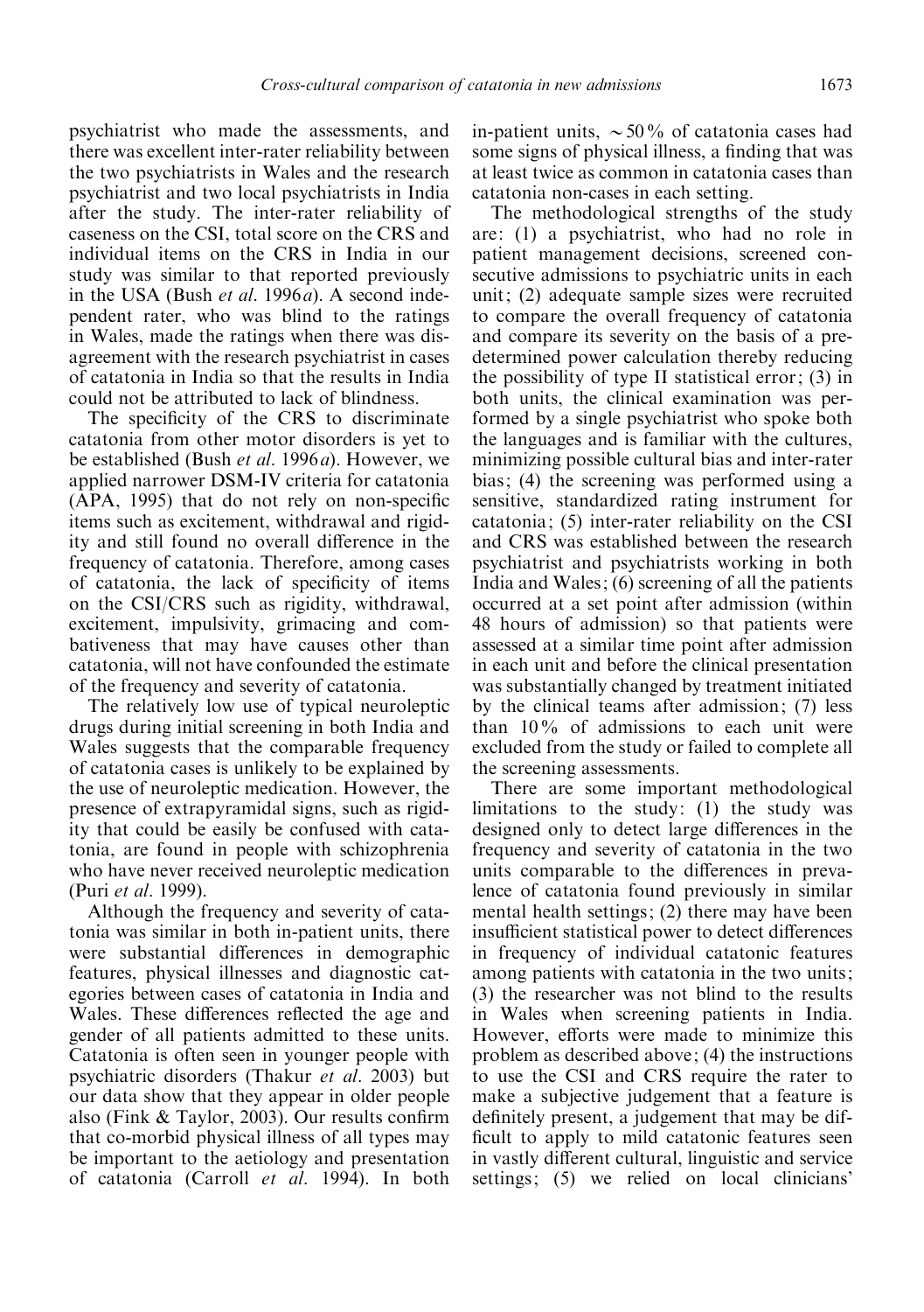psychiatrist who made the assessments, and there was excellent inter-rater reliability between the two psychiatrists in Wales and the research psychiatrist and two local psychiatrists in India after the study. The inter-rater reliability of caseness on the CSI, total score on the CRS and individual items on the CRS in India in our study was similar to that reported previously in the USA (Bush *et al.* 1996*a*). A second independent rater, who was blind to the ratings in Wales, made the ratings when there was disagreement with the research psychiatrist in cases of catatonia in India so that the results in India could not be attributed to lack of blindness.

The specificity of the CRS to discriminate catatonia from other motor disorders is yet to be established (Bush *et al.* 1996*a*). However, we applied narrower DSM-IV criteria for catatonia (APA, 1995) that do not rely on non-specific items such as excitement, withdrawal and rigidity and still found no overall difference in the frequency of catatonia. Therefore, among cases of catatonia, the lack of specificity of items on the CSI/CRS such as rigidity, withdrawal, excitement, impulsivity, grimacing and combativeness that may have causes other than catatonia, will not have confounded the estimate of the frequency and severity of catatonia.

The relatively low use of typical neuroleptic drugs during initial screening in both India and Wales suggests that the comparable frequency of catatonia cases is unlikely to be explained by the use of neuroleptic medication. However, the presence of extrapyramidal signs, such as rigidity that could be easily be confused with catatonia, are found in people with schizophrenia who have never received neuroleptic medication (Puri *et al.* 1999).

Although the frequency and severity of catatonia was similar in both in-patient units, there were substantial differences in demographic features, physical illnesses and diagnostic categories between cases of catatonia in India and Wales. These differences reflected the age and gender of all patients admitted to these units. Catatonia is often seen in younger people with psychiatric disorders (Thakur *et al.* 2003) but our data show that they appear in older people also (Fink & Taylor, 2003). Our results confirm that co-morbid physical illness of all types may be important to the aetiology and presentation of catatonia (Carroll *et al.* 1994). In both in-patient units, $\sim 50\%$ of catatonia cases had some signs of physical illness, a finding that was at least twice as common in catatonia cases than catatonia non-cases in each setting.

The methodological strengths of the study are: (1) a psychiatrist, who had no role in patient management decisions, screened consecutive admissions to psychiatric units in each unit; (2) adequate sample sizes were recruited to compare the overall frequency of catatonia and compare its severity on the basis of a predetermined power calculation thereby reducing the possibility of type II statistical error; (3) in both units, the clinical examination was performed by a single psychiatrist who spoke both the languages and is familiar with the cultures, minimizing possible cultural bias and inter-rater bias; (4) the screening was performed using a sensitive, standardized rating instrument for catatonia; (5) inter-rater reliability on the CSI and CRS was established between the research psychiatrist and psychiatrists working in both India and Wales; (6) screening of all the patients occurred at a set point after admission (within 48 hours of admission) so that patients were assessed at a similar time point after admission in each unit and before the clinical presentation was substantially changed by treatment initiated by the clinical teams after admission; (7) less than 10% of admissions to each unit were excluded from the study or failed to complete all the screening assessments.

There are some important methodological limitations to the study: (1) the study was designed only to detect large differences in the frequency and severity of catatonia in the two units comparable to the differences in prevalence of catatonia found previously in similar mental health settings; (2) there may have been insufficient statistical power to detect differences in frequency of individual catatonic features among patients with catatonia in the two units; (3) the researcher was not blind to the results in Wales when screening patients in India. However, efforts were made to minimize this problem as described above; (4) the instructions to use the CSI and CRS require the rater to make a subjective judgement that a feature is definitely present, a judgement that may be difficult to apply to mild catatonic features seen in vastly different cultural, linguistic and service settings; (5) we relied on local clinicians'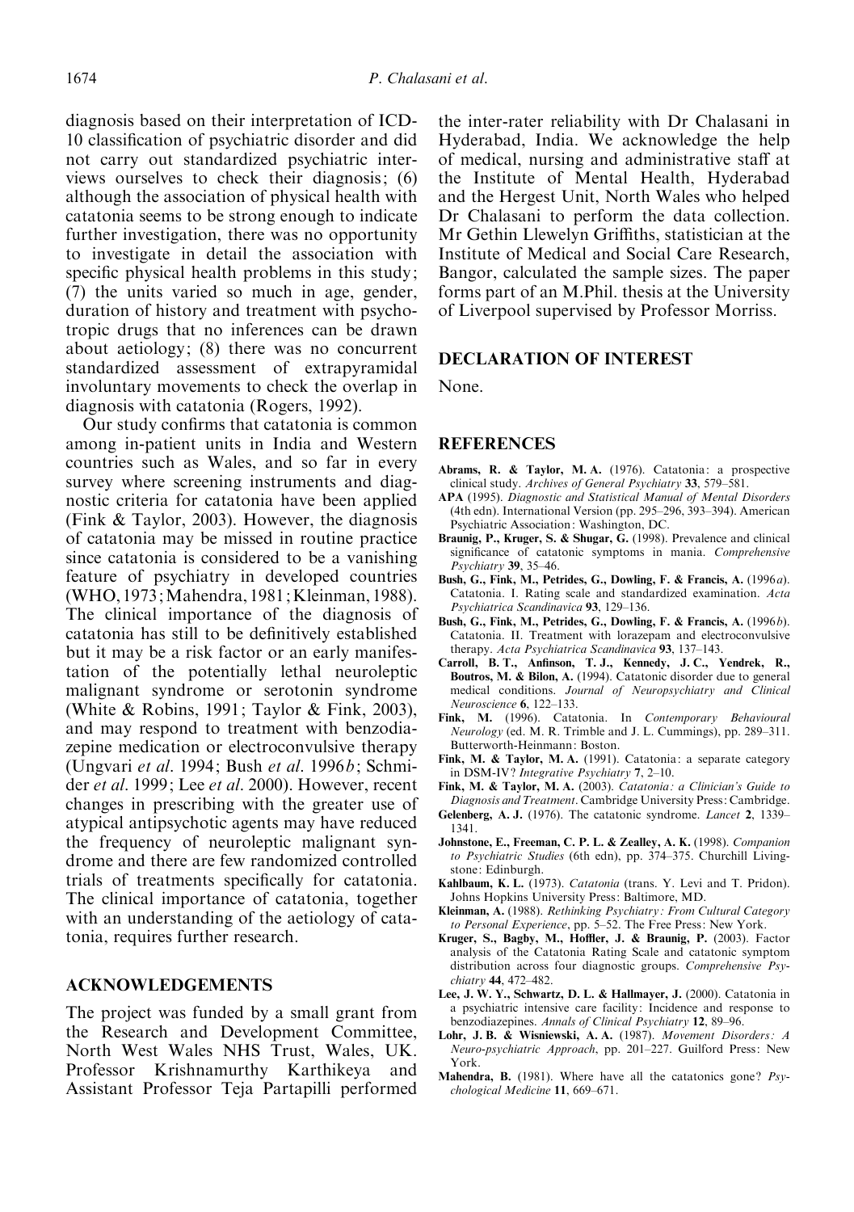diagnosis based on their interpretation of ICD-10 classification of psychiatric disorder and did not carry out standardized psychiatric interviews ourselves to check their diagnosis; (6) although the association of physical health with catatonia seems to be strong enough to indicate further investigation, there was no opportunity to investigate in detail the association with specific physical health problems in this study; (7) the units varied so much in age, gender, duration of history and treatment with psychotropic drugs that no inferences can be drawn about aetiology; (8) there was no concurrent standardized assessment of extrapyramidal involuntary movements to check the overlap in diagnosis with catatonia (Rogers, 1992).

Our study confirms that catatonia is common among in-patient units in India and Western countries such as Wales, and so far in every survey where screening instruments and diagnostic criteria for catatonia have been applied (Fink & Taylor, 2003). However, the diagnosis of catatonia may be missed in routine practice since catatonia is considered to be a vanishing feature of psychiatry in developed countries (WHO, 1973; Mahendra, 1981; Kleinman, 1988). The clinical importance of the diagnosis of catatonia has still to be definitively established but it may be a risk factor or an early manifestation of the potentially lethal neuroleptic malignant syndrome or serotonin syndrome (White & Robins, 1991; Taylor & Fink, 2003), and may respond to treatment with benzodiazepine medication or electroconvulsive therapy (Ungvari *et al*. 1994; Bush *et al*. 1996*b*; Schmider *et al*. 1999; Lee *et al*. 2000). However, recent changes in prescribing with the greater use of atypical antipsychotic agents may have reduced the frequency of neuroleptic malignant syndrome and there are few randomized controlled trials of treatments specifically for catatonia. The clinical importance of catatonia, together with an understanding of the aetiology of catatonia, requires further research.

## ACKNOWLEDGEMENTS

The project was funded by a small grant from the Research and Development Committee, North West Wales NHS Trust, Wales, UK. Professor Krishnamurthy Karthikeya and Assistant Professor Teja Partapilli performed the inter-rater reliability with Dr Chalasani in Hyderabad, India. We acknowledge the help of medical, nursing and administrative staff at the Institute of Mental Health, Hyderabad and the Hergest Unit, North Wales who helped Dr Chalasani to perform the data collection. Mr Gethin Llewelyn Griffiths, statistician at the Institute of Medical and Social Care Research, Bangor, calculated the sample sizes. The paper forms part of an M.Phil. thesis at the University of Liverpool supervised by Professor Morriss.

## DECLARATION OF INTEREST

None.

## REFERENCES

**Abrams, R. & Taylor, M. A.** (1976). Catatonia: a prospective clinical study. *Archives of General Psychiatry* **33**, 579–581.

**APA** (1995). *Diagnostic and Statistical Manual of Mental Disorders* (4th edn). International Version (pp. 295–296, 393–394). American Psychiatric Association: Washington, DC.

**Braunig, P., Kruger, S. & Shugar, G.** (1998). Prevalence and clinical significance of catatonic symptoms in mania. *Comprehensive Psychiatry* **39**, 35–46.

**Bush, G., Fink, M., Petrides, G., Dowling, F. & Francis, A.** (1996*a*). Catatonia. I. Rating scale and standardized examination. *Acta Psychiatrica Scandinavica* **93**, 129–136.

**Bush, G., Fink, M., Petrides, G., Dowling, F. & Francis, A.** (1996*b*). Catatonia. II. Treatment with lorazepam and electroconvulsive therapy. *Acta Psychiatrica Scandinavica* **93**, 137–143.

**Carroll, B. T., Anfinson, T. J., Kennedy, J. C., Yendrek, R., Boutros, M. & Bilon, A.** (1994). Catatonic disorder due to general medical conditions. *Journal of Neuropsychiatry and Clinical Neuroscience* **6**, 122–133.

**Fink, M.** (1996). Catatonia. In *Contemporary Behavioural Neurology* (ed. M. R. Trimble and J. L. Cummings), pp. 289–311. Butterworth-Heinmann: Boston.

**Fink, M. & Taylor, M. A.** (1991). Catatonia: a separate category in DSM-IV? *Integrative Psychiatry* **7**, 2–10.

**Fink, M. & Taylor, M. A.** (2003). *Catatonia: a Clinician's Guide to Diagnosis and Treatment*. Cambridge University Press: Cambridge.

**Gelenberg, A. J.** (1976). The catatonic syndrome. *Lancet* **2**, 1339–1341.

**Johnstone, E., Freeman, C. P. L. & Zealley, A. K.** (1998). *Companion to Psychiatric Studies* (6th edn), pp. 374–375. Churchill Livingstone: Edinburgh.

**Kahlbaum, K. L.** (1973). *Catatonia* (trans. Y. Levi and T. Pridon). Johns Hopkins University Press: Baltimore, MD.

**Kleinman, A.** (1988). *Rethinking Psychiatry: From Cultural Category to Personal Experience*, pp. 5–52. The Free Press: New York.

**Kruger, S., Bagby, M., Hoffler, J. & Braunig, P.** (2003). Factor analysis of the Catatonia Rating Scale and catatonic symptom distribution across four diagnostic groups. *Comprehensive Psychiatry* **44**, 472–482.

**Lee, J. W. Y., Schwartz, D. L. & Hallmayer, J.** (2000). Catatonia in a psychiatric intensive care facility: Incidence and response to benzodiazepines. *Annals of Clinical Psychiatry* **12**, 89–96.

**Lohr, J. B. & Wisniewski, A. A.** (1987). *Movement Disorders: A Neuro-psychiatric Approach*, pp. 201–227. Guilford Press: New York.

**Mahendra, B.** (1981). Where have all the catatonics gone? *Psychological Medicine* **11**, 669–671.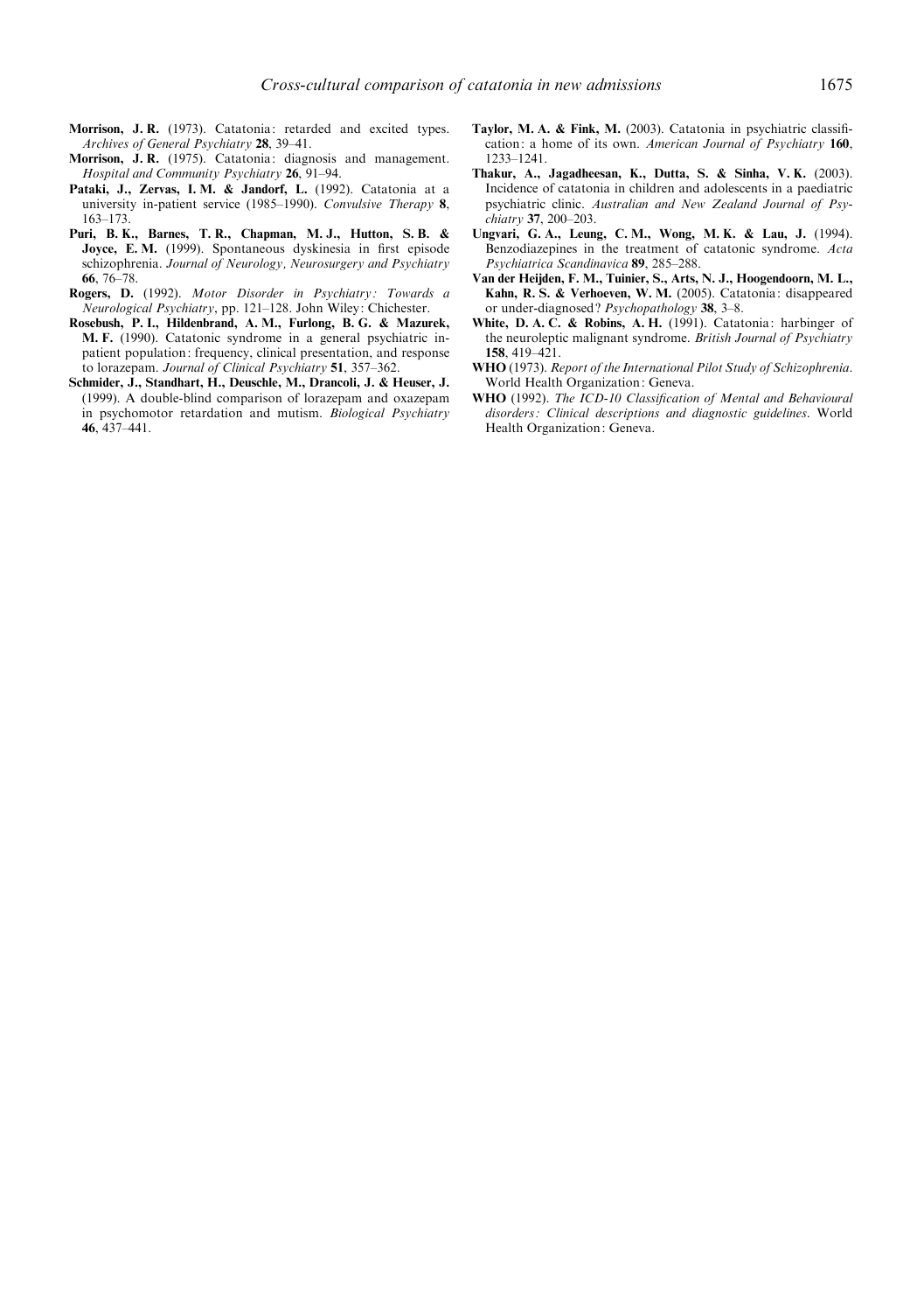**Morrison, J. R.** (1973). Catatonia: retarded and excited types. *Archives of General Psychiatry* **28**, 39–41.

**Morrison, J. R.** (1975). Catatonia: diagnosis and management. *Hospital and Community Psychiatry* **26**, 91–94.

**Pataki, J., Zervas, I. M. & Jandorf, L.** (1992). Catatonia at a university in-patient service (1985–1990). *Convulsive Therapy* **8**, 163–173.

**Puri, B. K., Barnes, T. R., Chapman, M. J., Hutton, S. B. & Joyce, E. M.** (1999). Spontaneous dyskinesia in first episode schizophrenia. *Journal of Neurology, Neurosurgery and Psychiatry* **66**, 76–78.

**Rogers, D.** (1992). *Motor Disorder in Psychiatry: Towards a Neurological Psychiatry*, pp. 121–128. John Wiley: Chichester.

**Rosebush, P. I., Hildenbrand, A. M., Furlong, B. G. & Mazurek, M. F.** (1990). Catatonic syndrome in a general psychiatric in-patient population: frequency, clinical presentation, and response to lorazepam. *Journal of Clinical Psychiatry* **51**, 357–362.

**Schmider, J., Standhart, H., Deuschle, M., Drancoli, J. & Heuser, J.** (1999). A double-blind comparison of lorazepam and oxazepam in psychomotor retardation and mutism. *Biological Psychiatry* **46**, 437–441.

**Taylor, M. A. & Fink, M.** (2003). Catatonia in psychiatric classification: a home of its own. *American Journal of Psychiatry* **160**, 1233–1241.

**Thakur, A., Jagadheesan, K., Dutta, S. & Sinha, V. K.** (2003). Incidence of catatonia in children and adolescents in a paediatric psychiatric clinic. *Australian and New Zealand Journal of Psychiatry* **37**, 200–203.

**Ungvari, G. A., Leung, C. M., Wong, M. K. & Lau, J.** (1994). Benzodiazepines in the treatment of catatonic syndrome. *Acta Psychiatrica Scandinavica* **89**, 285–288.

**Van der Heijden, F. M., Tuinier, S., Arts, N. J., Hoogendoorn, M. L., Kahn, R. S. & Verhoeven, W. M.** (2005). Catatonia: disappeared or under-diagnosed? *Psychopathology* **38**, 3–8.

**White, D. A. C. & Robins, A. H.** (1991). Catatonia: harbinger of the neuroleptic malignant syndrome. *British Journal of Psychiatry* **158**, 419–421.

**WHO** (1973). *Report of the International Pilot Study of Schizophrenia*. World Health Organization: Geneva.

**WHO** (1992). *The ICD-10 Classification of Mental and Behavioural disorders: Clinical descriptions and diagnostic guidelines*. World Health Organization: Geneva.